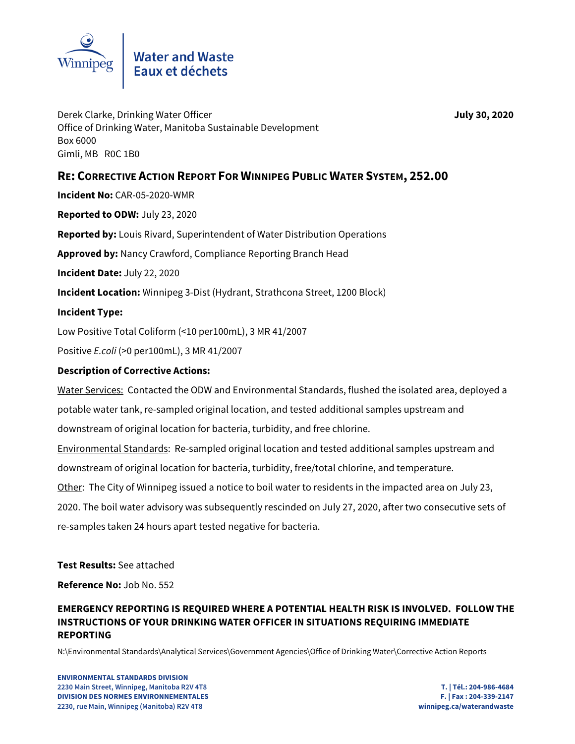Water and Waste
Eaux et déchets

Derek Clarke, Drinking Water Officer
Office of Drinking Water, Manitoba Sustainable Development
Box 6000
Gimli, MB R0C 1B0

**July 30, 2020**

## RE: CORRECTIVE ACTION REPORT FOR WINNIPEG PUBLIC WATER SYSTEM, 252.00

**Incident No:** CAR-05-2020-WMR

**Reported to ODW:** July 23, 2020

**Reported by:** Louis Rivard, Superintendent of Water Distribution Operations

**Approved by:** Nancy Crawford, Compliance Reporting Branch Head

**Incident Date:** July 22, 2020

**Incident Location:** Winnipeg 3-Dist (Hydrant, Strathcona Street, 1200 Block)

**Incident Type:**

Low Positive Total Coliform (<10 per100mL), 3 MR 41/2007

Positive *E.coli* (>0 per100mL), 3 MR 41/2007

**Description of Corrective Actions:**

Water Services: Contacted the ODW and Environmental Standards, flushed the isolated area, deployed a potable water tank, re-sampled original location, and tested additional samples upstream and downstream of original location for bacteria, turbidity, and free chlorine.

Environmental Standards: Re-sampled original location and tested additional samples upstream and downstream of original location for bacteria, turbidity, free/total chlorine, and temperature.

Other: The City of Winnipeg issued a notice to boil water to residents in the impacted area on July 23, 2020. The boil water advisory was subsequently rescinded on July 27, 2020, after two consecutive sets of re-samples taken 24 hours apart tested negative for bacteria.

**Test Results:** See attached

**Reference No:** Job No. 552

**EMERGENCY REPORTING IS REQUIRED WHERE A POTENTIAL HEALTH RISK IS INVOLVED. FOLLOW THE INSTRUCTIONS OF YOUR DRINKING WATER OFFICER IN SITUATIONS REQUIRING IMMEDIATE REPORTING**

N:\Environmental Standards\Analytical Services\Government Agencies\Office of Drinking Water\Corrective Action Reports

**ENVIRONMENTAL STANDARDS DIVISION**
**2230 Main Street, Winnipeg, Manitoba R2V 4T8**
**DIVISION DES NORMES ENVIRONNEMENTALES**
**2230, rue Main, Winnipeg (Manitoba) R2V 4T8**

**T. | Tél.: 204-986-4684**
**F. | Fax : 204-339-2147**
**winnipeg.ca/waterandwaste**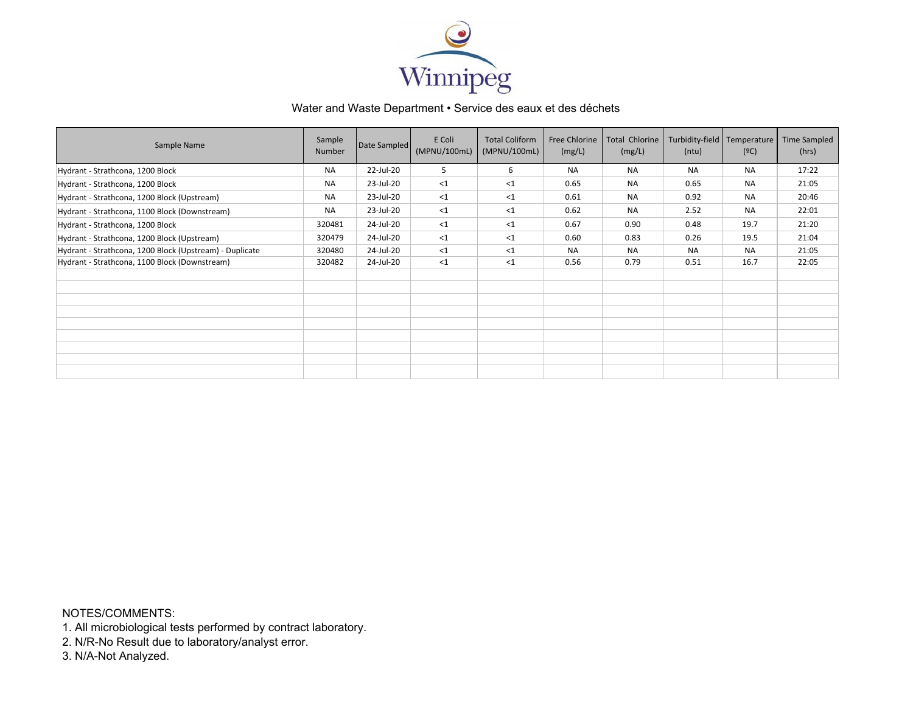Winnipeg

Water and Waste Department • Service des eaux et des déchets

| Sample Name | Sample Number | Date Sampled | E Coli (MPNU/100mL) | Total Coliform (MPNU/100mL) | Free Chlorine (mg/L) | Total Chlorine (mg/L) | Turbidity-field (ntu) | Temperature (ºC) | Time Sampled (hrs) |
|---|---|---|---|---|---|---|---|---|---|
| Hydrant - Strathcona, 1200 Block | NA | 22-Jul-20 | 5 | 6 | NA | NA | NA | NA | 17:22 |
| Hydrant - Strathcona, 1200 Block | NA | 23-Jul-20 | <1 | <1 | 0.65 | NA | 0.65 | NA | 21:05 |
| Hydrant - Strathcona, 1200 Block (Upstream) | NA | 23-Jul-20 | <1 | <1 | 0.61 | NA | 0.92 | NA | 20:46 |
| Hydrant - Strathcona, 1100 Block (Downstream) | NA | 23-Jul-20 | <1 | <1 | 0.62 | NA | 2.52 | NA | 22:01 |
| Hydrant - Strathcona, 1200 Block | 320481 | 24-Jul-20 | <1 | <1 | 0.67 | 0.90 | 0.48 | 19.7 | 21:20 |
| Hydrant - Strathcona, 1200 Block (Upstream) | 320479 | 24-Jul-20 | <1 | <1 | 0.60 | 0.83 | 0.26 | 19.5 | 21:04 |
| Hydrant - Strathcona, 1200 Block (Upstream) - Duplicate | 320480 | 24-Jul-20 | <1 | <1 | NA | NA | NA | NA | 21:05 |
| Hydrant - Strathcona, 1100 Block (Downstream) | 320482 | 24-Jul-20 | <1 | <1 | 0.56 | 0.79 | 0.51 | 16.7 | 22:05 |

NOTES/COMMENTS:
1. All microbiological tests performed by contract laboratory.
2. N/R-No Result due to laboratory/analyst error.
3. N/A-Not Analyzed.